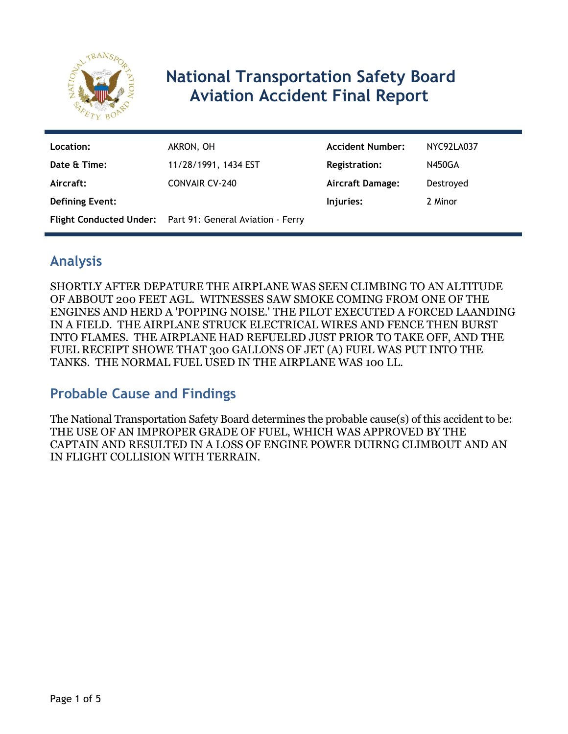# National Transportation Safety Board Aviation Accident Final Report

| | | | |
|---|---|---|---|
| **Location:** | AKRON, OH | **Accident Number:** | NYC92LA037 |
| **Date & Time:** | 11/28/1991, 1434 EST | **Registration:** | N450GA |
| **Aircraft:** | CONVAIR CV-240 | **Aircraft Damage:** | Destroyed |
| **Defining Event:** | | **Injuries:** | 2 Minor |
| **Flight Conducted Under:** | Part 91: General Aviation - Ferry | | |

## Analysis

SHORTLY AFTER DEPATURE THE AIRPLANE WAS SEEN CLIMBING TO AN ALTITUDE OF ABBOUT 200 FEET AGL. WITNESSES SAW SMOKE COMING FROM ONE OF THE ENGINES AND HERD A 'POPPING NOISE.' THE PILOT EXECUTED A FORCED LAANDING IN A FIELD. THE AIRPLANE STRUCK ELECTRICAL WIRES AND FENCE THEN BURST INTO FLAMES. THE AIRPLANE HAD REFUELED JUST PRIOR TO TAKE OFF, AND THE FUEL RECEIPT SHOWE THAT 300 GALLONS OF JET (A) FUEL WAS PUT INTO THE TANKS. THE NORMAL FUEL USED IN THE AIRPLANE WAS 100 LL.

## Probable Cause and Findings

The National Transportation Safety Board determines the probable cause(s) of this accident to be:
THE USE OF AN IMPROPER GRADE OF FUEL, WHICH WAS APPROVED BY THE CAPTAIN AND RESULTED IN A LOSS OF ENGINE POWER DUIRNG CLIMBOUT AND AN IN FLIGHT COLLISION WITH TERRAIN.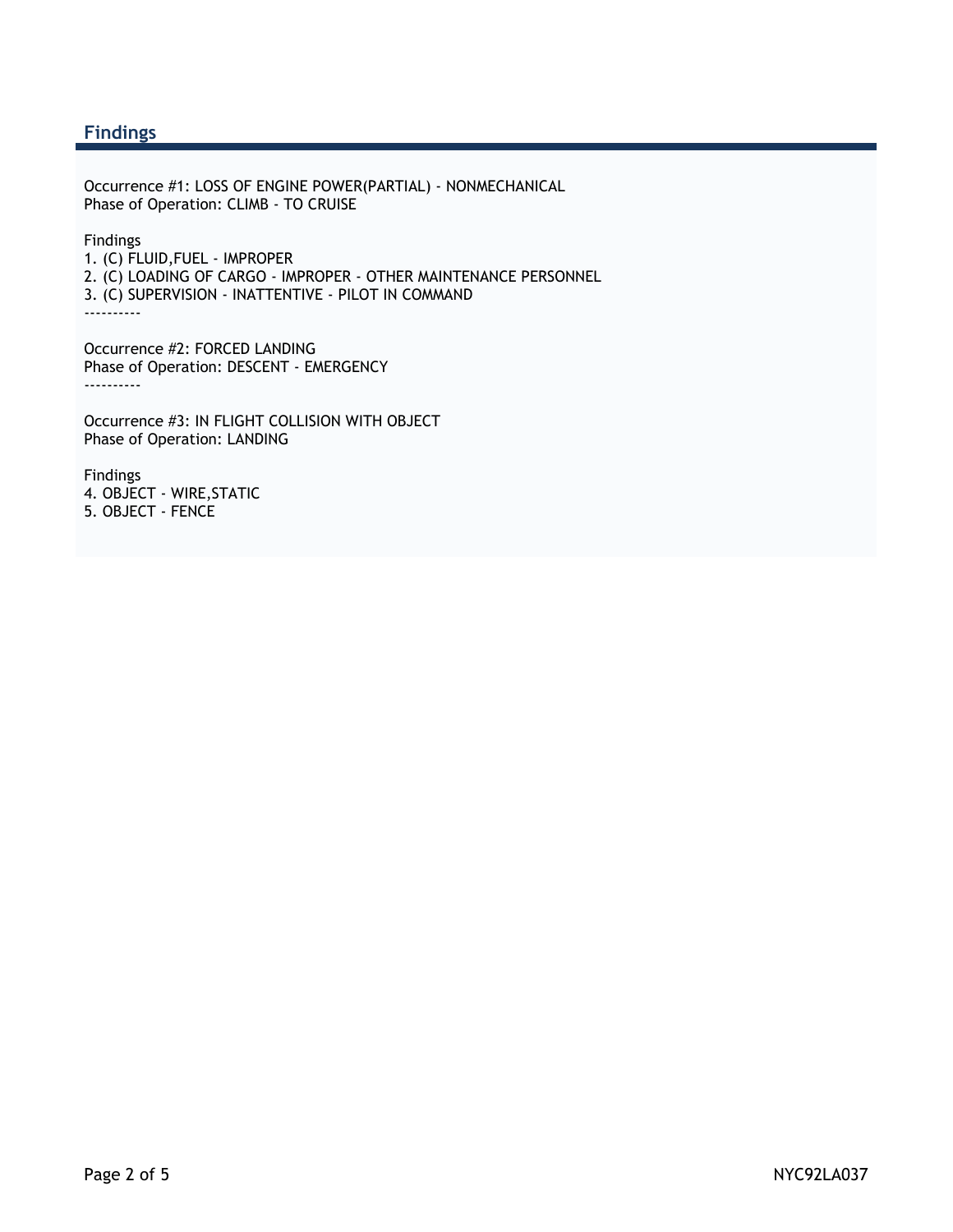## Findings

Occurrence #1: LOSS OF ENGINE POWER(PARTIAL) - NONMECHANICAL
Phase of Operation: CLIMB - TO CRUISE

Findings
1. (C) FLUID,FUEL - IMPROPER
2. (C) LOADING OF CARGO - IMPROPER - OTHER MAINTENANCE PERSONNEL
3. (C) SUPERVISION - INATTENTIVE - PILOT IN COMMAND

----------

Occurrence #2: FORCED LANDING
Phase of Operation: DESCENT - EMERGENCY

----------

Occurrence #3: IN FLIGHT COLLISION WITH OBJECT
Phase of Operation: LANDING

Findings
4. OBJECT - WIRE,STATIC
5. OBJECT - FENCE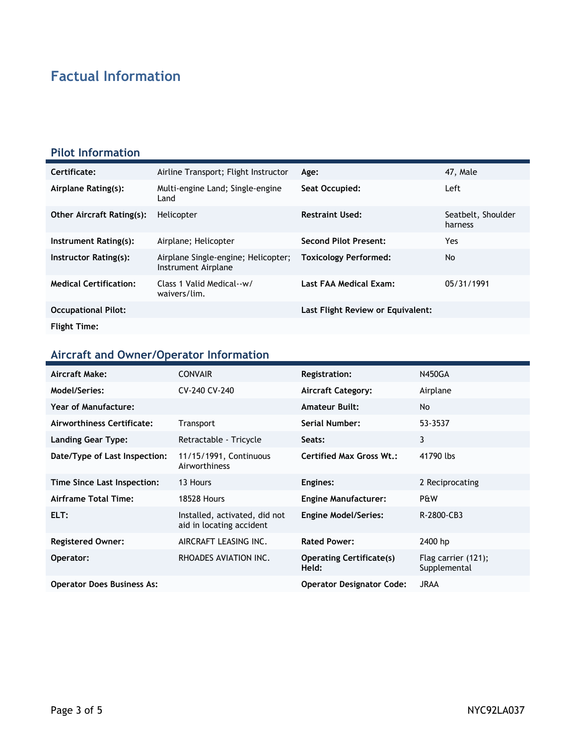# Factual Information

## Pilot Information

| | | | |
|---|---|---|---|
| **Certificate:** | Airline Transport; Flight Instructor | **Age:** | 47, Male |
| **Airplane Rating(s):** | Multi-engine Land; Single-engine Land | **Seat Occupied:** | Left |
| **Other Aircraft Rating(s):** | Helicopter | **Restraint Used:** | Seatbelt, Shoulder harness |
| **Instrument Rating(s):** | Airplane; Helicopter | **Second Pilot Present:** | Yes |
| **Instructor Rating(s):** | Airplane Single-engine; Helicopter; Instrument Airplane | **Toxicology Performed:** | No |
| **Medical Certification:** | Class 1 Valid Medical--w/ waivers/lim. | **Last FAA Medical Exam:** | 05/31/1991 |
| **Occupational Pilot:** | | **Last Flight Review or Equivalent:** | |
| **Flight Time:** | | | |

## Aircraft and Owner/Operator Information

| | | | |
|---|---|---|---|
| **Aircraft Make:** | CONVAIR | **Registration:** | N450GA |
| **Model/Series:** | CV-240 CV-240 | **Aircraft Category:** | Airplane |
| **Year of Manufacture:** | | **Amateur Built:** | No |
| **Airworthiness Certificate:** | Transport | **Serial Number:** | 53-3537 |
| **Landing Gear Type:** | Retractable - Tricycle | **Seats:** | 3 |
| **Date/Type of Last Inspection:** | 11/15/1991, Continuous Airworthiness | **Certified Max Gross Wt.:** | 41790 lbs |
| **Time Since Last Inspection:** | 13 Hours | **Engines:** | 2 Reciprocating |
| **Airframe Total Time:** | 18528 Hours | **Engine Manufacturer:** | P&W |
| **ELT:** | Installed, activated, did not aid in locating accident | **Engine Model/Series:** | R-2800-CB3 |
| **Registered Owner:** | AIRCRAFT LEASING INC. | **Rated Power:** | 2400 hp |
| **Operator:** | RHOADES AVIATION INC. | **Operating Certificate(s) Held:** | Flag carrier (121); Supplemental |
| **Operator Does Business As:** | | **Operator Designator Code:** | JRAA |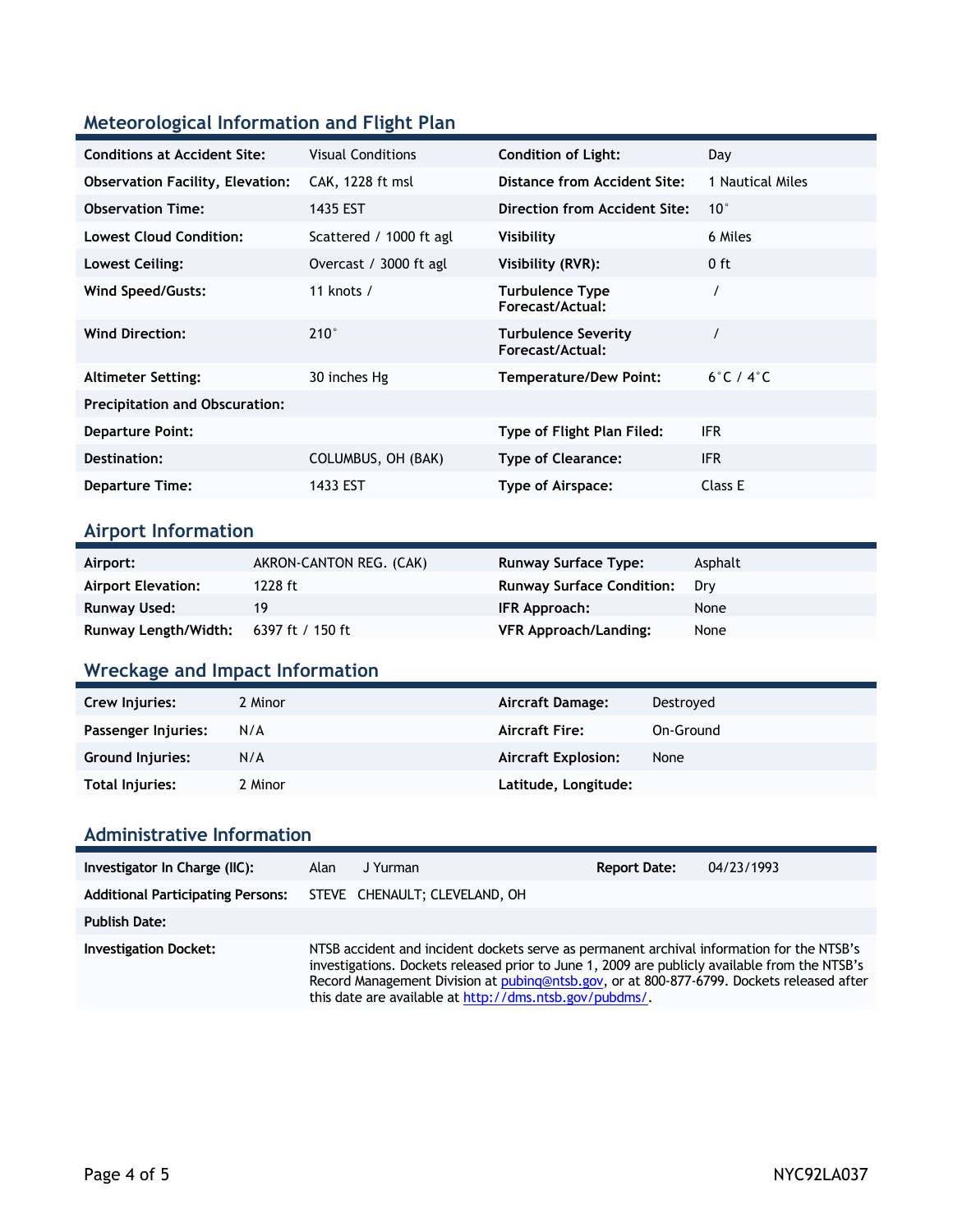## Meteorological Information and Flight Plan

| | | | |
|---|---|---|---|
| **Conditions at Accident Site:** | Visual Conditions | **Condition of Light:** | Day |
| **Observation Facility, Elevation:** | CAK, 1228 ft msl | **Distance from Accident Site:** | 1 Nautical Miles |
| **Observation Time:** | 1435 EST | **Direction from Accident Site:** | 10° |
| **Lowest Cloud Condition:** | Scattered / 1000 ft agl | **Visibility** | 6 Miles |
| **Lowest Ceiling:** | Overcast / 3000 ft agl | **Visibility (RVR):** | 0 ft |
| **Wind Speed/Gusts:** | 11 knots / | **Turbulence Type Forecast/Actual:** | / |
| **Wind Direction:** | 210° | **Turbulence Severity Forecast/Actual:** | / |
| **Altimeter Setting:** | 30 inches Hg | **Temperature/Dew Point:** | 6°C / 4°C |
| **Precipitation and Obscuration:** | | | |
| **Departure Point:** | | **Type of Flight Plan Filed:** | IFR |
| **Destination:** | COLUMBUS, OH (BAK) | **Type of Clearance:** | IFR |
| **Departure Time:** | 1433 EST | **Type of Airspace:** | Class E |

## Airport Information

| | | | |
|---|---|---|---|
| **Airport:** | AKRON-CANTON REG. (CAK) | **Runway Surface Type:** | Asphalt |
| **Airport Elevation:** | 1228 ft | **Runway Surface Condition:** | Dry |
| **Runway Used:** | 19 | **IFR Approach:** | None |
| **Runway Length/Width:** | 6397 ft / 150 ft | **VFR Approach/Landing:** | None |

## Wreckage and Impact Information

| | | | |
|---|---|---|---|
| **Crew Injuries:** | 2 Minor | **Aircraft Damage:** | Destroyed |
| **Passenger Injuries:** | N/A | **Aircraft Fire:** | On-Ground |
| **Ground Injuries:** | N/A | **Aircraft Explosion:** | None |
| **Total Injuries:** | 2 Minor | **Latitude, Longitude:** | |

## Administrative Information

| | | | |
|---|---|---|---|
| **Investigator In Charge (IIC):** | Alan J Yurman | **Report Date:** | 04/23/1993 |
| **Additional Participating Persons:** | STEVE CHENAULT; CLEVELAND, OH | | |
| **Publish Date:** | | | |
| **Investigation Docket:** | NTSB accident and incident dockets serve as permanent archival information for the NTSB's investigations. Dockets released prior to June 1, 2009 are publicly available from the NTSB's Record Management Division at pubinq@ntsb.gov, or at 800-877-6799. Dockets released after this date are available at http://dms.ntsb.gov/pubdms/. | | |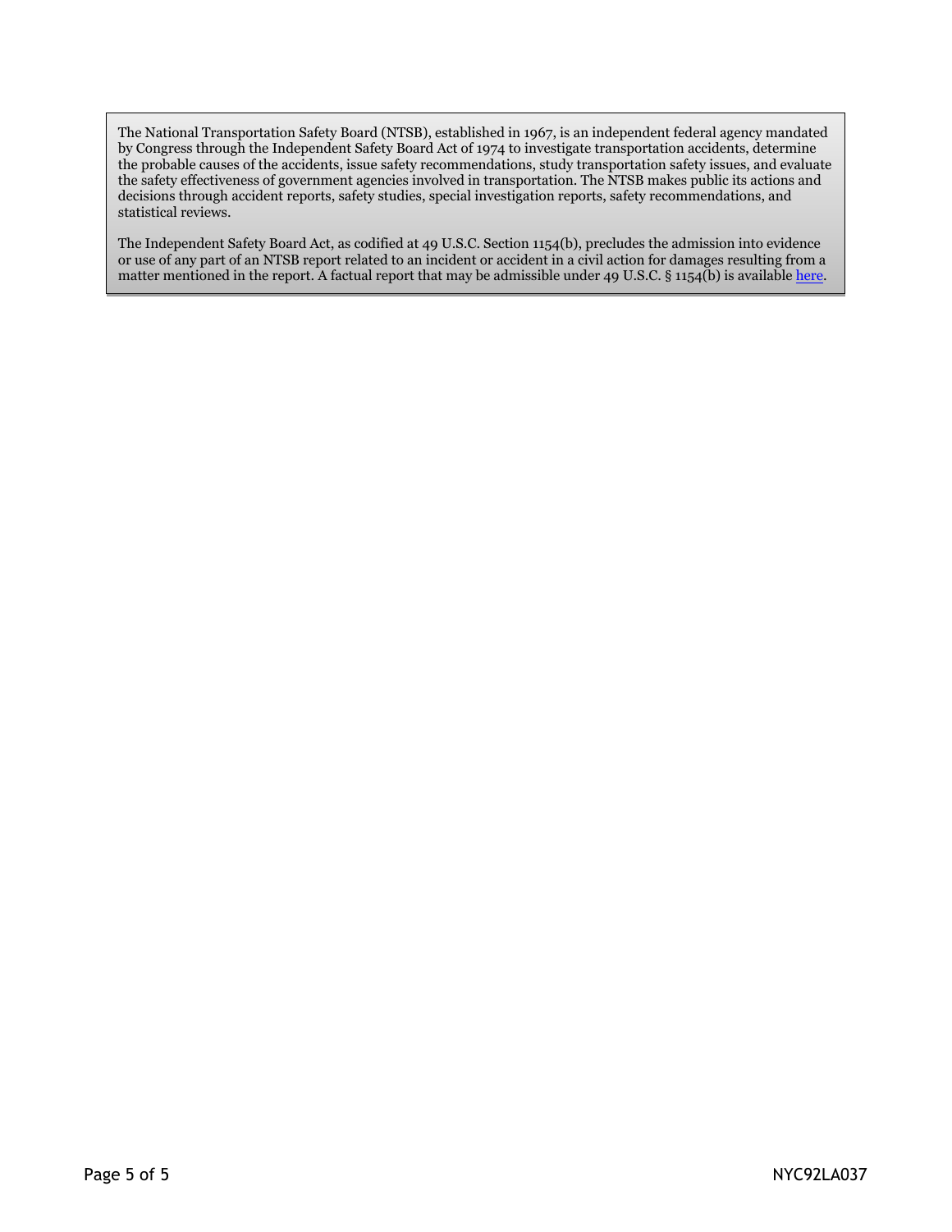The National Transportation Safety Board (NTSB), established in 1967, is an independent federal agency mandated by Congress through the Independent Safety Board Act of 1974 to investigate transportation accidents, determine the probable causes of the accidents, issue safety recommendations, study transportation safety issues, and evaluate the safety effectiveness of government agencies involved in transportation. The NTSB makes public its actions and decisions through accident reports, safety studies, special investigation reports, safety recommendations, and statistical reviews.

The Independent Safety Board Act, as codified at 49 U.S.C. Section 1154(b), precludes the admission into evidence or use of any part of an NTSB report related to an incident or accident in a civil action for damages resulting from a matter mentioned in the report. A factual report that may be admissible under 49 U.S.C. § 1154(b) is available here.